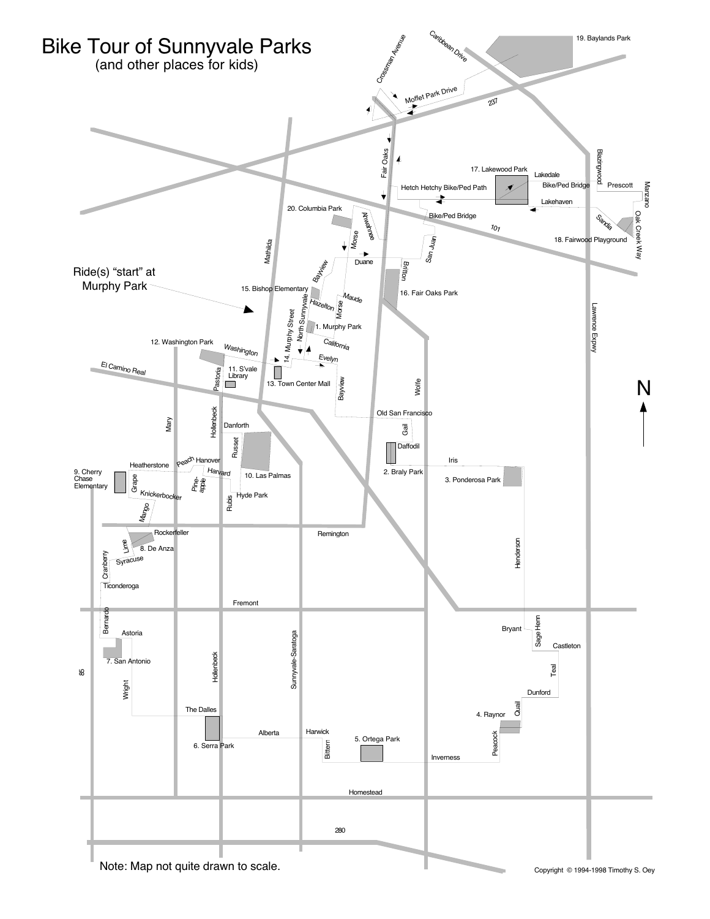# Bike Tour of Sunnyvale Parks

(and other places for kids)

Ride(s) "start" at Murphy Park

1. Murphy Park
2. Braly Park
3. Ponderosa Park
4. Raynor
5. Ortega Park
6. Serra Park
7. San Antonio
8. De Anza
9. Cherry Chase Elementary
10. Las Palmas
11. S'vale Library
12. Washington Park
13. Town Center Mall
14. Murphy Street
15. Bishop Elementary
16. Fair Oaks Park
17. Lakewood Park
18. Fairwood Playground
19. Baylands Park
20. Columbia Park

Note: Map not quite drawn to scale.

Copyright © 1994-1998 Timothy S. Oey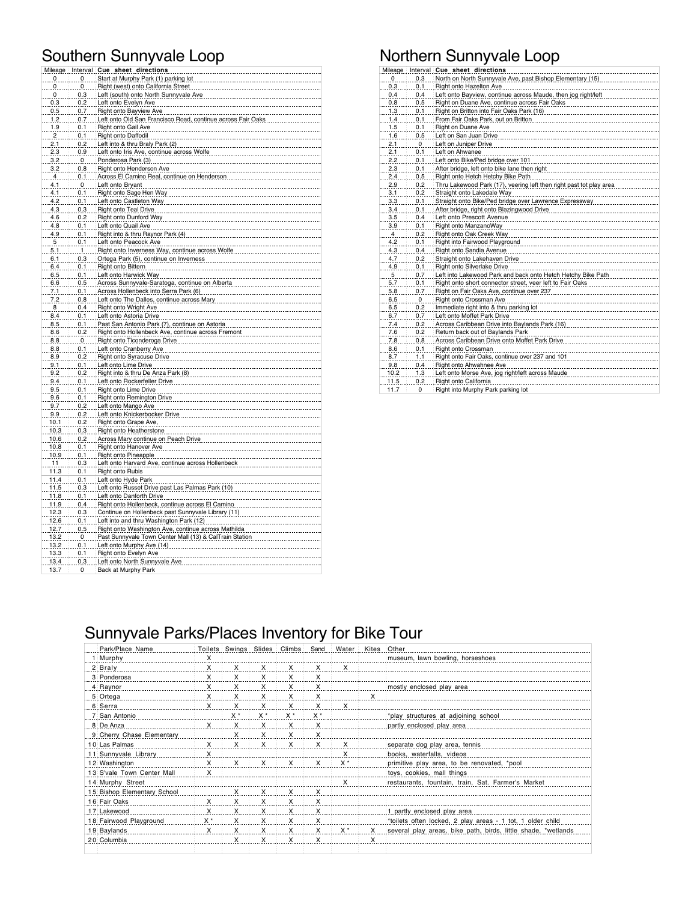## Southern Sunnyvale Loop

| Mileage | Interval | Cue sheet directions |
|---|---|---|
| 0 | 0 | Start at Murphy Park (1) parking lot |
| 0 | 0 | Right (west) onto California Street |
| 0 | 0.3 | Left (south) onto North Sunnyvale Ave |
| 0.3 | 0.2 | Left onto Evelyn Ave |
| 0.5 | 0.7 | Right onto Bayview Ave |
| 1.2 | 0.7 | Left onto Old San Francisco Road, continue across Fair Oaks |
| 1.9 | 0.1 | Right onto Gail Ave |
| 2 | 0.1 | Right onto Daffodil |
| 2.1 | 0.2 | Left into & thru Braly Park (2) |
| 2.3 | 0.9 | Left onto Iris Ave, continue across Wolfe |
| 3.2 | 0 | Ponderosa Park (3) |
| 3.2 | 0.8 | Right onto Henderson Ave |
| 4 | 0.1 | Across El Camino Real, continue on Henderson |
| 4.1 | 0 | Left onto Bryant |
| 4.1 | 0.1 | Right onto Sage Hen Way |
| 4.2 | 0.1 | Left onto Castleton Way |
| 4.3 | 0.3 | Right onto Teal Drive |
| 4.6 | 0.2 | Right onto Dunford Way |
| 4.8 | 0.1 | Left onto Quail Ave |
| 4.9 | 0.1 | Right into & thru Raynor Park (4) |
| 5 | 0.1 | Left onto Peacock Ave |
| 5.1 | 1 | Right onto Inverness Way, continue across Wolfe |
| 6.1 | 0.3 | Ortega Park (5), continue on Inverness |
| 6.4 | 0.1 | Right onto Bittern |
| 6.5 | 0.1 | Left onto Harwick Way |
| 6.6 | 0.5 | Across Sunnyvale-Saratoga, continue on Alberta |
| 7.1 | 0.1 | Across Hollenbeck into Serra Park (6) |
| 7.2 | 0.8 | Left onto The Dalles, continue across Mary |
| 8 | 0.4 | Right onto Wright Ave |
| 8.4 | 0.1 | Left onto Astoria Drive |
| 8.5 | 0.1 | Past San Antonio Park (7), continue on Astoria |
| 8.6 | 0.2 | Right onto Hollenbeck Ave, continue across Fremont |
| 8.8 | 0 | Right onto Ticonderoga Drive |
| 8.8 | 0.1 | Left onto Cranberry Ave |
| 8.9 | 0.2 | Right onto Syracuse Drive |
| 9.1 | 0.1 | Left onto Lime Drive |
| 9.2 | 0.2 | Right into & thru De Anza Park (8) |
| 9.4 | 0.1 | Left onto Rockerfeller Drive |
| 9.5 | 0.1 | Right onto Lime Drive |
| 9.6 | 0.1 | Right onto Remington Drive |
| 9.7 | 0.2 | Left onto Mango Ave |
| 9.9 | 0.2 | Left onto Knickerbocker Drive |
| 10.1 | 0.2 | Right onto Grape Ave, |
| 10.3 | 0.3 | Right onto Heatherstone |
| 10.6 | 0.2 | Across Mary continue on Peach Drive |
| 10.8 | 0.1 | Right onto Hanover Ave |
| 10.9 | 0.1 | Right onto Pineapple |
| 11 | 0.3 | Left onto Harvard Ave, continue across Hollenbeck |
| 11.3 | 0.1 | Right onto Rubis |
| 11.4 | 0.1 | Left onto Hyde Park |
| 11.5 | 0.3 | Left onto Russet Drive past Las Palmas Park (10) |
| 11.8 | 0.1 | Left onto Danforth Drive |
| 11.9 | 0.4 | Right onto Hollenbeck, continue across El Camino |
| 12.3 | 0.3 | Continue on Hollenbeck past Sunnyvale Library (11) |
| 12.6 | 0.1 | Left into and thru Washington Park (12) |
| 12.7 | 0.5 | Right onto Washington Ave, continue across Mathilda |
| 13.2 | 0 | Past Sunnyvale Town Center Mall (13) & CalTrain Station |
| 13.2 | 0.1 | Left onto Murphy Ave (14) |
| 13.3 | 0.1 | Right onto Evelyn Ave |
| 13.4 | 0.3 | Left onto North Sunnyvale Ave |
| 13.7 | 0 | Back at Murphy Park |

## Northern Sunnyvale Loop

| Mileage | Interval | Cue sheet directions |
|---|---|---|
| 0 | 0.3 | North on North Sunnyvale Ave, past Bishop Elementary (15) |
| 0.3 | 0.1 | Right onto Hazelton Ave |
| 0.4 | 0.4 | Left onto Bayview, continue across Maude, then jog right/left |
| 0.8 | 0.5 | Right on Duane Ave, continue across Fair Oaks |
| 1.3 | 0.1 | Right on Britton into Fair Oaks Park (16) |
| 1.4 | 0.1 | From Fair Oaks Park, out on Britton |
| 1.5 | 0.1 | Right on Duane Ave |
| 1.6 | 0.5 | Left on San Juan Drive |
| 2.1 | 0 | Left on Juniper Drive |
| 2.1 | 0.1 | Left on Ahwanee |
| 2.2 | 0.1 | Left onto Bike/Ped bridge over 101 |
| 2.3 | 0.1 | After bridge, left onto bike lane then right |
| 2.4 | 0.5 | Right onto Hetch Hetchy Bike Path |
| 2.9 | 0.2 | Thru Lakewood Park (17), veering left then right past tot play area |
| 3.1 | 0.2 | Straight onto Lakedale Way |
| 3.3 | 0.1 | Straight onto Bike/Ped bridge over Lawrence Expressway |
| 3.4 | 0.1 | After bridge, right onto Blazingwood Drive |
| 3.5 | 0.4 | Left onto Prescott Avenue |
| 3.9 | 0.1 | Right onto ManzanoWay |
| 4 | 0.2 | Right onto Oak Creek Way |
| 4.2 | 0.1 | Right into Fairwood Playground |
| 4.3 | 0.4 | Right onto Sandia Avenue |
| 4.7 | 0.2 | Straight onto Lakehaven Drive |
| 4.9 | 0.1 | Right onto Silverlake Drive |
| 5 | 0.7 | Left into Lakewood Park and back onto Hetch Hetchy Bike Path |
| 5.7 | 0.1 | Right onto short connector street, veer left to Fair Oaks |
| 5.8 | 0.7 | Right on Fair Oaks Ave, continue over 237 |
| 6.5 | 0 | Right onto Crossman Ave |
| 6.5 | 0.2 | Immediate right into & thru parking lot |
| 6.7 | 0.7 | Left onto Moffet Park Drive |
| 7.4 | 0.2 | Across Caribbean Drive into Baylands Park (16) |
| 7.6 | 0.2 | Return back out of Baylands Park |
| 7.8 | 0.8 | Across Caribbean Drive onto Moffet Park Drive |
| 8.6 | 0.1 | Right onto Crossman |
| 8.7 | 1.1 | Right onto Fair Oaks, continue over 237 and 101 |
| 9.8 | 0.4 | Right onto Ahwahnee Ave |
| 10.2 | 1.3 | Left onto Morse Ave, jog right/left across Maude |
| 11.5 | 0.2 | Right onto California |
| 11.7 | 0 | Right into Murphy Park parking lot |

## Sunnyvale Parks/Places Inventory for Bike Tour

| | Park/Place Name | Toilets | Swings | Slides | Climbs | Sand | Water | Kites | Other |
|---|---|---|---|---|---|---|---|---|---|
| 1 | Murphy | X | | | | | | | museum, lawn bowling, horseshoes |
| 2 | Braly | X | X | X | X | X | X | | |
| 3 | Ponderosa | X | X | X | X | X | | | |
| 4 | Raynor | X | X | X | X | X | | | mostly enclosed play area |
| 5 | Ortega | X | X | X | X | X | | X | |
| 6 | Serra | X | X | X | X | X | X | | |
| 7 | San Antonio | | X * | X * | X * | X * | | | *play structures at adjoining school |
| 8 | De Anza | X | X | X | X | X | | | partly enclosed play area |
| 9 | Cherry Chase Elementary | | X | X | X | X | | | |
| 10 | Las Palmas | X | X | X | X | X | X | | separate dog play area, tennis |
| 11 | Sunnyvale Library | X | | | | | X | | books, waterfalls, videos |
| 12 | Washington | X | X | X | X | X | X * | | primitive play area, to be renovated, *pool |
| 13 | S'vale Town Center Mall | X | | | | | | | toys, cookies, mall things |
| 14 | Murphy Street | | | | | | X | | restaurants, fountain, train, Sat. Farmer's Market |
| 15 | Bishop Elementary School | | X | X | X | X | | | |
| 16 | Fair Oaks | X | X | X | X | X | | | |
| 17 | Lakewood | X | X | X | X | X | | | 1 partly enclosed play area |
| 18 | Fairwood Playground | X * | X | X | X | X | | | *toilets often locked, 2 play areas - 1 tot, 1 older child |
| 19 | Baylands | X | X | X | X | X | X * | X | several play areas, bike path, birds, little shade, *wetlands |
| 20 | Columbia | | X | X | X | X | | X | |